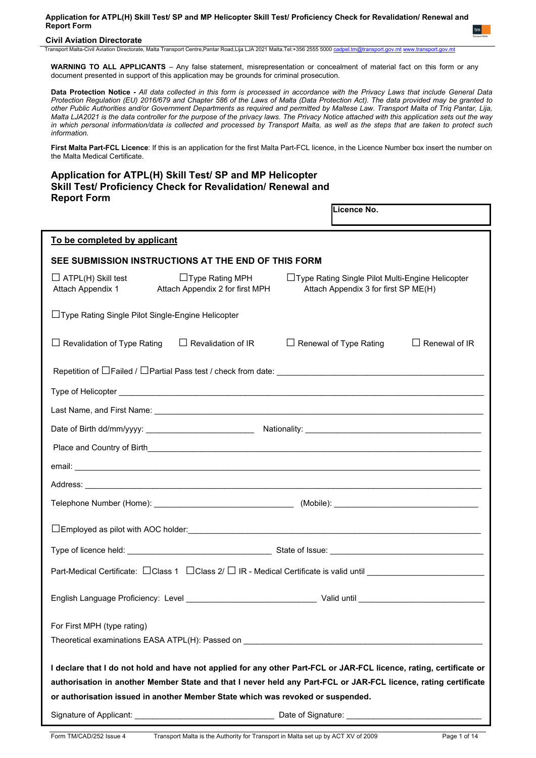**Application for ATPL(H) Skill Test/ SP and MP Helicopter Skill Test/ Proficiency Check for Revalidation/ Renewal and Report Form**

**Civil Aviation Directorate**

Transport Malta-Civil Aviation Directorate, Malta Transport Centre,Pantar Road,Lija LJA 2021 Malta.Tel:+356 2555 5000 cadpel.tm@transport.gov.mt www.transport.gov.mt

**WARNING TO ALL APPLICANTS** – Any false statement, misrepresentation or concealment of material fact on this form or any document presented in support of this application may be grounds for criminal prosecution.

**Data Protection Notice -** *All data collected in this form is processed in accordance with the Privacy Laws that include General Data Protection Regulation (EU) 2016/679 and Chapter 586 of the Laws of Malta (Data Protection Act). The data provided may be granted to other Public Authorities and/or Government Departments as required and permitted by Maltese Law. Transport Malta of Triq Pantar, Lija, Malta LJA2021 is the data controller for the purpose of the privacy laws. The Privacy Notice attached with this application sets out the way in which personal information/data is collected and processed by Transport Malta, as well as the steps that are taken to protect such information.*

**First Malta Part-FCL Licence**: If this is an application for the first Malta Part-FCL licence, in the Licence Number box insert the number on the Malta Medical Certificate.

## Application for ATPL(H) Skill Test/ SP and MP Helicopter Skill Test/ Proficiency Check for Revalidation/ Renewal and Report Form

**Licence No.**

**To be completed by applicant**

**SEE SUBMISSION INSTRUCTIONS AT THE END OF THIS FORM**

☐ ATPL(H) Skill test Attach Appendix 1 ☐Type Rating MPH Attach Appendix 2 for first MPH ☐Type Rating Single Pilot Multi-Engine Helicopter Attach Appendix 3 for first SP ME(H)

☐Type Rating Single Pilot Single-Engine Helicopter

☐ Revalidation of Type Rating ☐ Revalidation of IR ☐ Renewal of Type Rating ☐ Renewal of IR

Repetition of ☐Failed / ☐Partial Pass test / check from date: ______________________________

Type of Helicopter ______________________________

Last Name, and First Name: ______________________________

Date of Birth dd/mm/yyyy: ____________________ Nationality: ______________________________

Place and Country of Birth______________________________

email: ______________________________

Address: ______________________________

Telephone Number (Home): ____________________ (Mobile): ____________________

☐Employed as pilot with AOC holder:______________________________

Type of licence held: ____________________ State of Issue: ____________________

Part-Medical Certificate: ☐Class 1 ☐Class 2/ ☐ IR - Medical Certificate is valid until ____________________

English Language Proficiency: Level ____________________ Valid until ____________________

For First MPH (type rating)

Theoretical examinations EASA ATPL(H): Passed on ______________________________

**I declare that I do not hold and have not applied for any other Part-FCL or JAR-FCL licence, rating, certificate or authorisation in another Member State and that I never held any Part-FCL or JAR-FCL licence, rating certificate or authorisation issued in another Member State which was revoked or suspended.**

Signature of Applicant: ____________________ Date of Signature: ____________________

Form TM/CAD/252 Issue 4 Transport Malta is the Authority for Transport in Malta set up by ACT XV of 2009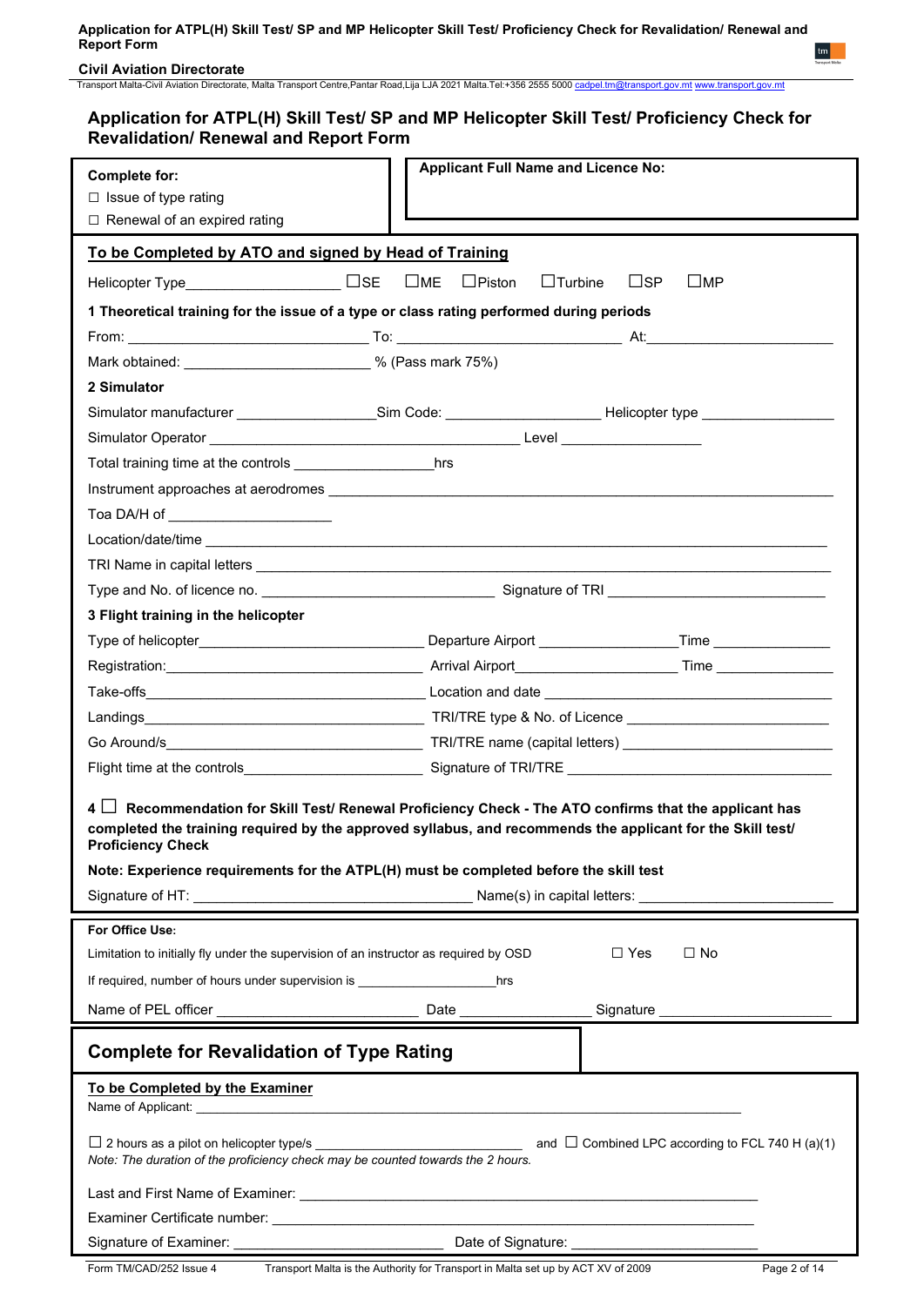# Application for ATPL(H) Skill Test/ SP and MP Helicopter Skill Test/ Proficiency Check for Revalidation/ Renewal and Report Form

| **Complete for:**<br>☐ Issue of type rating<br>☐ Renewal of an expired rating | **Applicant Full Name and Licence No:** |
|---|---|

## To be Completed by ATO and signed by Head of Training

Helicopter Type________________ ☐SE ☐ME ☐Piston ☐Turbine ☐SP ☐MP

**1 Theoretical training for the issue of a type or class rating performed during periods**

From: ____________________ To: ____________________ At:____________________

Mark obtained: ____________________ % (Pass mark 75%)

**2 Simulator**

Simulator manufacturer ________________Sim Code: ________________ Helicopter type ________________

Simulator Operator ________________________________ Level ________________

Total training time at the controls ________________hrs

Instrument approaches at aerodromes ____________________________________________

Toa DA/H of ____________________

Location/date/time ____________________________________________

TRI Name in capital letters ____________________________________________

Type and No. of licence no. ________________________ Signature of TRI ________________________

**3 Flight training in the helicopter**

Type of helicopter________________________ Departure Airport ________________Time ________________

Registration:________________________ Arrival Airport________________ Time ________________

Take-offs________________________ Location and date ________________________________

Landings________________________ TRI/TRE type & No. of Licence ________________________

Go Around/s________________________ TRI/TRE name (capital letters) ________________________

Flight time at the controls________________________ Signature of TRI/TRE ________________________

4 ☐ **Recommendation for Skill Test/ Renewal Proficiency Check - The ATO confirms that the applicant has completed the training required by the approved syllabus, and recommends the applicant for the Skill test/ Proficiency Check**

**Note: Experience requirements for the ATPL(H) must be completed before the skill test**

Signature of HT: ________________________________ Name(s) in capital letters: ________________________

**For Office Use:**

Limitation to initially fly under the supervision of an instructor as required by OSD ☐ Yes ☐ No

If required, number of hours under supervision is ________________hrs

Name of PEL officer ________________________ Date ________________ Signature ________________________

## Complete for Revalidation of Type Rating

**To be Completed by the Examiner**

Name of Applicant: ____________________________________________

☐ 2 hours as a pilot on helicopter type/s ________________________ and ☐ Combined LPC according to FCL 740 H (a)(1)

*Note: The duration of the proficiency check may be counted towards the 2 hours.*

Last and First Name of Examiner: ____________________________________________

Examiner Certificate number: ____________________________________________

Signature of Examiner: ________________________ Date of Signature: ________________________

Form TM/CAD/252 Issue 4 Transport Malta is the Authority for Transport in Malta set up by ACT XV of 2009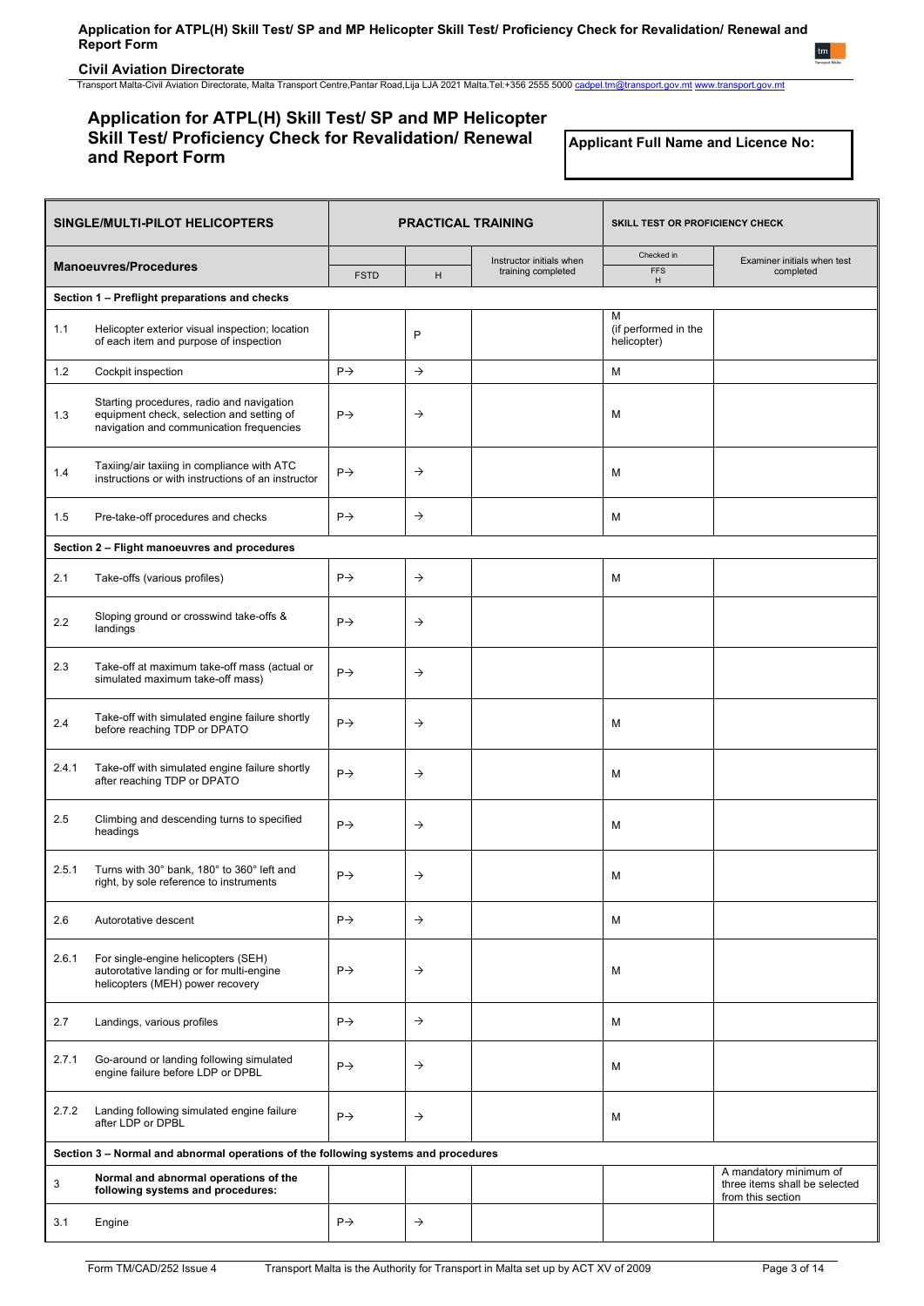# Application for ATPL(H) Skill Test/ SP and MP Helicopter Skill Test/ Proficiency Check for Revalidation/ Renewal and Report Form

**Applicant Full Name and Licence No:**

| SINGLE/MULTI-PILOT HELICOPTERS | | PRACTICAL TRAINING | | | SKILL TEST OR PROFICIENCY CHECK | |
|---|---|---|---|---|---|---|
| **Manoeuvres/Procedures** | | FSTD | H | Instructor initials when training completed | Checked in FFS H | Examiner initials when test completed |
| **Section 1 – Preflight preparations and checks** | | | | | | |
| 1.1 | Helicopter exterior visual inspection; location of each item and purpose of inspection | | P | | M (if performed in the helicopter) | |
| 1.2 | Cockpit inspection | P→ | → | | M | |
| 1.3 | Starting procedures, radio and navigation equipment check, selection and setting of navigation and communication frequencies | P→ | → | | M | |
| 1.4 | Taxiing/air taxiing in compliance with ATC instructions or with instructions of an instructor | P→ | → | | M | |
| 1.5 | Pre-take-off procedures and checks | P→ | → | | M | |
| **Section 2 – Flight manoeuvres and procedures** | | | | | | |
| 2.1 | Take-offs (various profiles) | P→ | → | | M | |
| 2.2 | Sloping ground or crosswind take-offs & landings | P→ | → | | | |
| 2.3 | Take-off at maximum take-off mass (actual or simulated maximum take-off mass) | P→ | → | | | |
| 2.4 | Take-off with simulated engine failure shortly before reaching TDP or DPATO | P→ | → | | M | |
| 2.4.1 | Take-off with simulated engine failure shortly after reaching TDP or DPATO | P→ | → | | M | |
| 2.5 | Climbing and descending turns to specified headings | P→ | → | | M | |
| 2.5.1 | Turns with 30° bank, 180° to 360° left and right, by sole reference to instruments | P→ | → | | M | |
| 2.6 | Autorotative descent | P→ | → | | M | |
| 2.6.1 | For single-engine helicopters (SEH) autorotative landing or for multi-engine helicopters (MEH) power recovery | P→ | → | | M | |
| 2.7 | Landings, various profiles | P→ | → | | M | |
| 2.7.1 | Go-around or landing following simulated engine failure before LDP or DPBL | P→ | → | | M | |
| 2.7.2 | Landing following simulated engine failure after LDP or DPBL | P→ | → | | M | |
| **Section 3 – Normal and abnormal operations of the following systems and procedures** | | | | | | |
| 3 | **Normal and abnormal operations of the following systems and procedures:** | | | | | A mandatory minimum of three items shall be selected from this section |
| 3.1 | Engine | P→ | → | | | |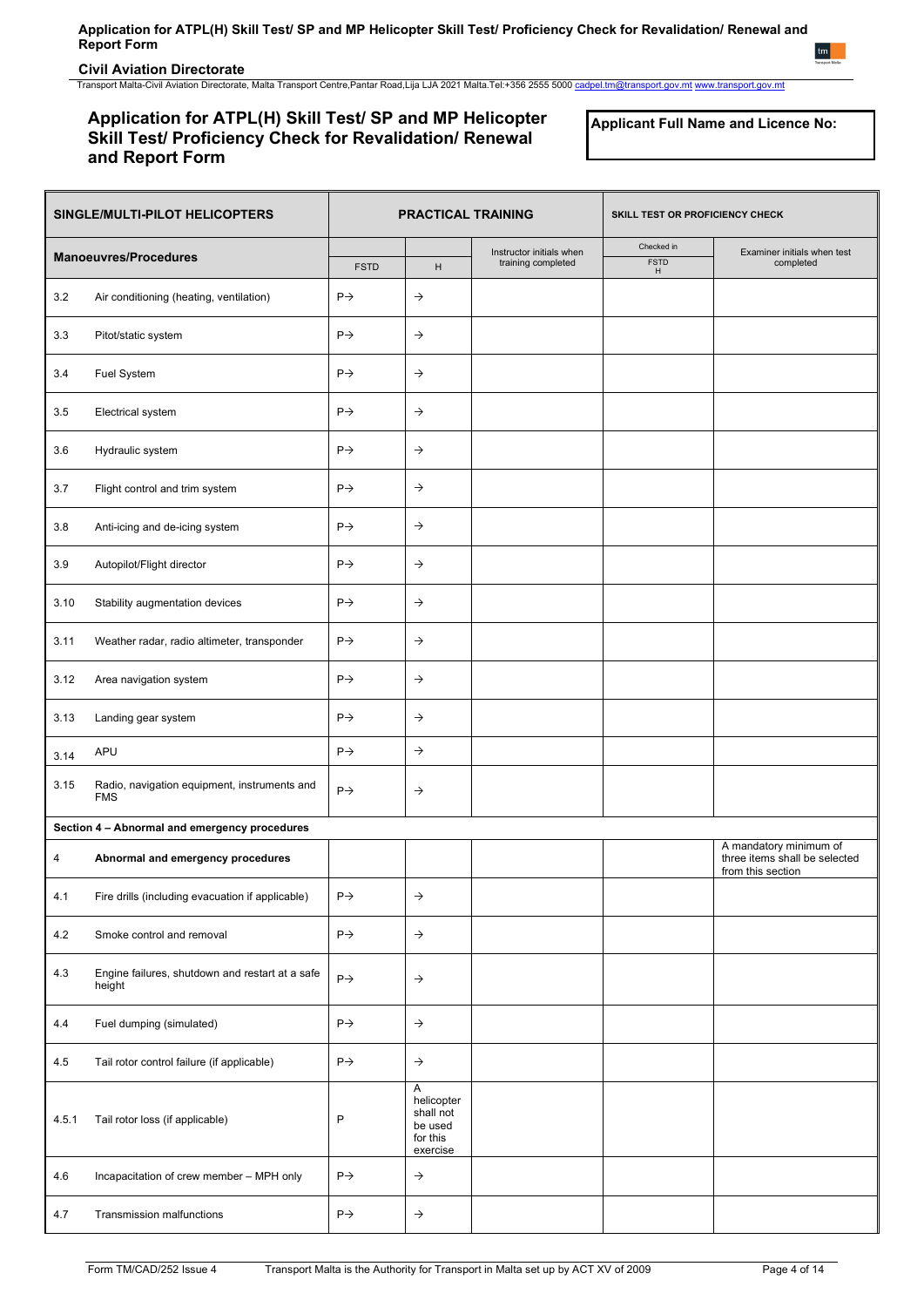# Application for ATPL(H) Skill Test/ SP and MP Helicopter Skill Test/ Proficiency Check for Revalidation/ Renewal and Report Form

**Applicant Full Name and Licence No:**

| SINGLE/MULTI-PILOT HELICOPTERS | | PRACTICAL TRAINING | | | SKILL TEST OR PROFICIENCY CHECK | |
|---|---|---|---|---|---|---|
| **Manoeuvres/Procedures** | | FSTD | H | Instructor initials when training completed | Checked in FSTD H | Examiner initials when test completed |
| 3.2 | Air conditioning (heating, ventilation) | P→ | → | | | |
| 3.3 | Pitot/static system | P→ | → | | | |
| 3.4 | Fuel System | P→ | → | | | |
| 3.5 | Electrical system | P→ | → | | | |
| 3.6 | Hydraulic system | P→ | → | | | |
| 3.7 | Flight control and trim system | P→ | → | | | |
| 3.8 | Anti-icing and de-icing system | P→ | → | | | |
| 3.9 | Autopilot/Flight director | P→ | → | | | |
| 3.10 | Stability augmentation devices | P→ | → | | | |
| 3.11 | Weather radar, radio altimeter, transponder | P→ | → | | | |
| 3.12 | Area navigation system | P→ | → | | | |
| 3.13 | Landing gear system | P→ | → | | | |
| 3.14 | APU | P→ | → | | | |
| 3.15 | Radio, navigation equipment, instruments and FMS | P→ | → | | | |
| **Section 4 – Abnormal and emergency procedures** | | | | | | |
| 4 | **Abnormal and emergency procedures** | | | | | A mandatory minimum of three items shall be selected from this section |
| 4.1 | Fire drills (including evacuation if applicable) | P→ | → | | | |
| 4.2 | Smoke control and removal | P→ | → | | | |
| 4.3 | Engine failures, shutdown and restart at a safe height | P→ | → | | | |
| 4.4 | Fuel dumping (simulated) | P→ | → | | | |
| 4.5 | Tail rotor control failure (if applicable) | P→ | → | | | |
| 4.5.1 | Tail rotor loss (if applicable) | P | A helicopter shall not be used for this exercise | | | |
| 4.6 | Incapacitation of crew member – MPH only | P→ | → | | | |
| 4.7 | Transmission malfunctions | P→ | → | | | |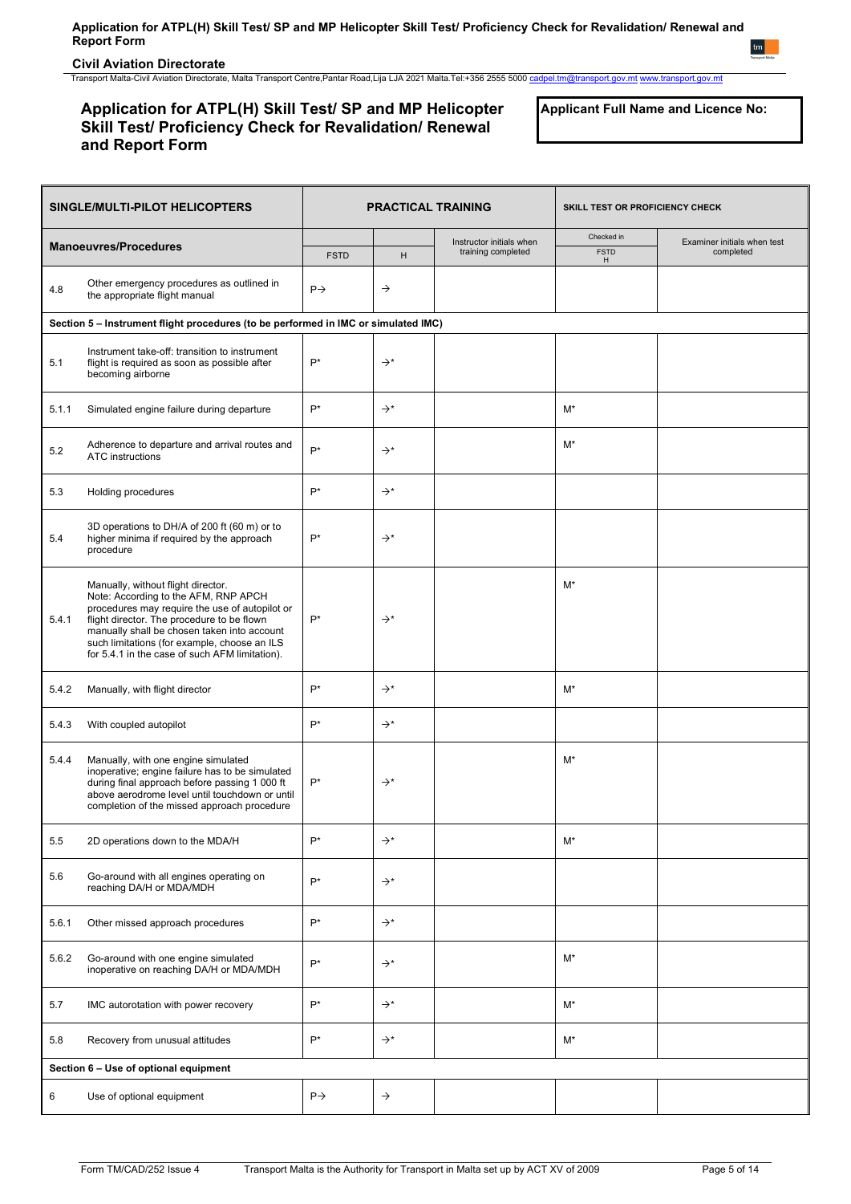# Application for ATPL(H) Skill Test/ SP and MP Helicopter Skill Test/ Proficiency Check for Revalidation/ Renewal and Report Form

**Applicant Full Name and Licence No:**

| SINGLE/MULTI-PILOT HELICOPTERS | | PRACTICAL TRAINING | | | SKILL TEST OR PROFICIENCY CHECK | |
|---|---|---|---|---|---|---|
| **Manoeuvres/Procedures** | | FSTD | H | Instructor initials when training completed | Checked in FSTD H | Examiner initials when test completed |
| 4.8 | Other emergency procedures as outlined in the appropriate flight manual | P→ | → | | | |
| **Section 5 – Instrument flight procedures (to be performed in IMC or simulated IMC)** | | | | | | |
| 5.1 | Instrument take-off: transition to instrument flight is required as soon as possible after becoming airborne | P* | →* | | | |
| 5.1.1 | Simulated engine failure during departure | P* | →* | | M* | |
| 5.2 | Adherence to departure and arrival routes and ATC instructions | P* | →* | | M* | |
| 5.3 | Holding procedures | P* | →* | | | |
| 5.4 | 3D operations to DH/A of 200 ft (60 m) or to higher minima if required by the approach procedure | P* | →* | | | |
| 5.4.1 | Manually, without flight director. Note: According to the AFM, RNP APCH procedures may require the use of autopilot or flight director. The procedure to be flown manually shall be chosen taken into account such limitations (for example, choose an ILS for 5.4.1 in the case of such AFM limitation). | P* | →* | | M* | |
| 5.4.2 | Manually, with flight director | P* | →* | | M* | |
| 5.4.3 | With coupled autopilot | P* | →* | | | |
| 5.4.4 | Manually, with one engine simulated inoperative; engine failure has to be simulated during final approach before passing 1 000 ft above aerodrome level until touchdown or until completion of the missed approach procedure | P* | →* | | M* | |
| 5.5 | 2D operations down to the MDA/H | P* | →* | | M* | |
| 5.6 | Go-around with all engines operating on reaching DA/H or MDA/MDH | P* | →* | | | |
| 5.6.1 | Other missed approach procedures | P* | →* | | | |
| 5.6.2 | Go-around with one engine simulated inoperative on reaching DA/H or MDA/MDH | P* | →* | | M* | |
| 5.7 | IMC autorotation with power recovery | P* | →* | | M* | |
| 5.8 | Recovery from unusual attitudes | P* | →* | | M* | |
| **Section 6 – Use of optional equipment** | | | | | | |
| 6 | Use of optional equipment | P→ | → | | | |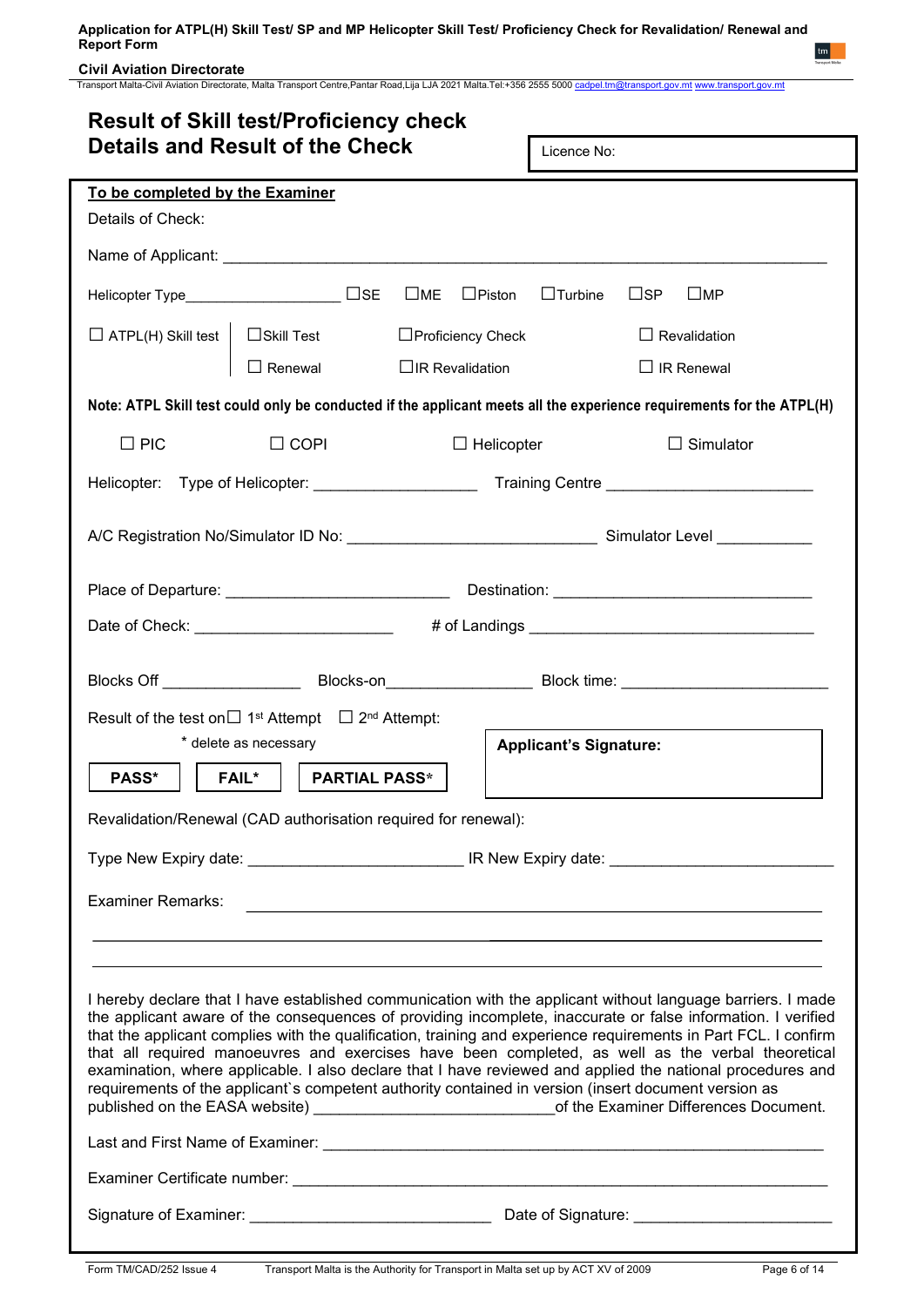# Result of Skill test/Proficiency check

# Details and Result of the Check

Licence No:

**To be completed by the Examiner**

Details of Check:

Name of Applicant: ______________________________________________________________________

Helicopter Type____________________ ☐SE ☐ME ☐Piston ☐Turbine ☐SP ☐MP

☐ ATPL(H) Skill test | ☐Skill Test ☐Proficiency Check ☐ Revalidation

☐ Renewal ☐IR Revalidation ☐ IR Renewal

**Note: ATPL Skill test could only be conducted if the applicant meets all the experience requirements for the ATPL(H)**

☐ PIC ☐ COPI ☐ Helicopter ☐ Simulator

Helicopter: Type of Helicopter: ___________________ Training Centre ________________________

A/C Registration No/Simulator ID No: _____________________________ Simulator Level ___________

Place of Departure: __________________________ Destination: ______________________________

Date of Check: _______________________ # of Landings __________________________________

Blocks Off ________________ Blocks-on_________________ Block time: ________________________

Result of the test on☐ 1st Attempt ☐ 2nd Attempt:

\* delete as necessary

**PASS*** **FAIL*** **PARTIAL PASS***

**Applicant's Signature:**

Revalidation/Renewal (CAD authorisation required for renewal):

Type New Expiry date: _________________________ IR New Expiry date: __________________________

Examiner Remarks: _______________________________________________________________

___________________________________________________________________________

___________________________________________________________________________

I hereby declare that I have established communication with the applicant without language barriers. I made the applicant aware of the consequences of providing incomplete, inaccurate or false information. I verified that the applicant complies with the qualification, training and experience requirements in Part FCL. I confirm that all required manoeuvres and exercises have been completed, as well as the verbal theoretical examination, where applicable. I also declare that I have reviewed and applied the national procedures and requirements of the applicant`s competent authority contained in version (insert document version as published on the EASA website) ____________________________of the Examiner Differences Document.

Last and First Name of Examiner: ___________________________________________________________

Examiner Certificate number: _______________________________________________________________

Signature of Examiner: ____________________________ Date of Signature: _______________________

Form TM/CAD/252 Issue 4 Transport Malta is the Authority for Transport in Malta set up by ACT XV of 2009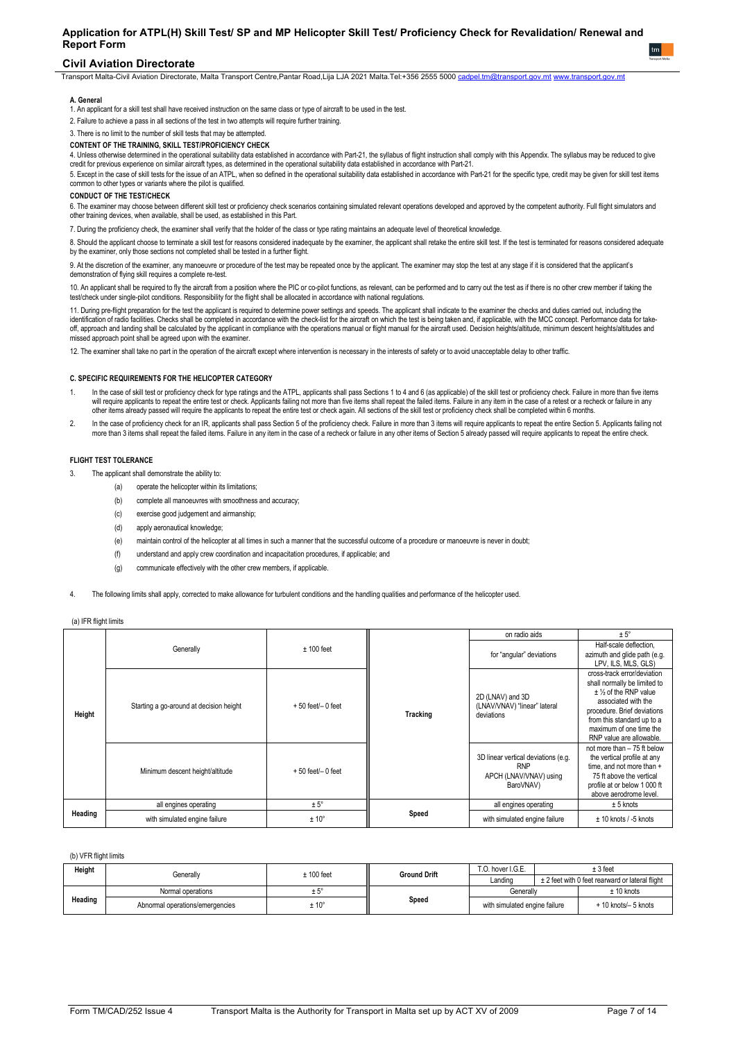### A. General

1. An applicant for a skill test shall have received instruction on the same class or type of aircraft to be used in the test.

2. Failure to achieve a pass in all sections of the test in two attempts will require further training.

3. There is no limit to the number of skill tests that may be attempted.

**CONTENT OF THE TRAINING, SKILL TEST/PROFICIENCY CHECK**

4. Unless otherwise determined in the operational suitability data established in accordance with Part-21, the syllabus of flight instruction shall comply with this Appendix. The syllabus may be reduced to give credit for previous experience on similar aircraft types, as determined in the operational suitability data established in accordance with Part-21.

5. Except in the case of skill tests for the issue of an ATPL, when so defined in the operational suitability data established in accordance with Part-21 for the specific type, credit may be given for skill test items common to other types or variants where the pilot is qualified.

**CONDUCT OF THE TEST/CHECK**

6. The examiner may choose between different skill test or proficiency check scenarios containing simulated relevant operations developed and approved by the competent authority. Full flight simulators and other training devices, when available, shall be used, as established in this Part.

7. During the proficiency check, the examiner shall verify that the holder of the class or type rating maintains an adequate level of theoretical knowledge.

8. Should the applicant choose to terminate a skill test for reasons considered inadequate by the examiner, the applicant shall retake the entire skill test. If the test is terminated for reasons considered adequate by the examiner, only those sections not completed shall be tested in a further flight.

9. At the discretion of the examiner, any manoeuvre or procedure of the test may be repeated once by the applicant. The examiner may stop the test at any stage if it is considered that the applicant's demonstration of flying skill requires a complete re-test.

10. An applicant shall be required to fly the aircraft from a position where the PIC or co-pilot functions, as relevant, can be performed and to carry out the test as if there is no other crew member if taking the test/check under single-pilot conditions. Responsibility for the flight shall be allocated in accordance with national regulations.

11. During pre-flight preparation for the test the applicant is required to determine power settings and speeds. The applicant shall indicate to the examiner the checks and duties carried out, including the identification of radio facilities. Checks shall be completed in accordance with the check-list for the aircraft on which the test is being taken and, if applicable, with the MCC concept. Performance data for take-off, approach and landing shall be calculated by the applicant in compliance with the operations manual or flight manual for the aircraft used. Decision heights/altitude, minimum descent heights/altitudes and missed approach point shall be agreed upon with the examiner.

12. The examiner shall take no part in the operation of the aircraft except where intervention is necessary in the interests of safety or to avoid unacceptable delay to other traffic.

### C. SPECIFIC REQUIREMENTS FOR THE HELICOPTER CATEGORY

1. In the case of skill test or proficiency check for type ratings and the ATPL, applicants shall pass Sections 1 to 4 and 6 (as applicable) of the skill test or proficiency check. Failure in more than five items will require applicants to repeat the entire test or check. Applicants failing not more than five items shall repeat the failed items. Failure in any item in the case of a retest or a recheck or failure in any other items already passed will require the applicants to repeat the entire test or check again. All sections of the skill test or proficiency check shall be completed within 6 months.

2. In the case of proficiency check for an IR, applicants shall pass Section 5 of the proficiency check. Failure in more than 3 items will require applicants to repeat the entire Section 5. Applicants failing not more than 3 items shall repeat the failed items. Failure in any item in the case of a recheck or failure in any other items of Section 5 already passed will require applicants to repeat the entire check.

**FLIGHT TEST TOLERANCE**

3. The applicant shall demonstrate the ability to:
   - (a) operate the helicopter within its limitations;
   - (b) complete all manoeuvres with smoothness and accuracy;
   - (c) exercise good judgement and airmanship;
   - (d) apply aeronautical knowledge;
   - (e) maintain control of the helicopter at all times in such a manner that the successful outcome of a procedure or manoeuvre is never in doubt;
   - (f) understand and apply crew coordination and incapacitation procedures, if applicable; and
   - (g) communicate effectively with the other crew members, if applicable.

4. The following limits shall apply, corrected to make allowance for turbulent conditions and the handling qualities and performance of the helicopter used.

(a) IFR flight limits

| | | | | | |
|---|---|---|---|---|---|
| **Height** | Generally | ± 100 feet | **Tracking** | on radio aids | ± 5° |
| | | | | for "angular" deviations | Half-scale deflection, azimuth and glide path (e.g. LPV, ILS, MLS, GLS) |
| | Starting a go-around at decision height | + 50 feet/– 0 feet | | 2D (LNAV) and 3D (LNAV/VNAV) "linear" lateral deviations | cross-track error/deviation shall normally be limited to ± ½ of the RNP value associated with the procedure. Brief deviations from this standard up to a maximum of one time the RNP value are allowable. |
| | Minimum descent height/altitude | + 50 feet/– 0 feet | | 3D linear vertical deviations (e.g. RNP APCH (LNAV/VNAV) using BaroVNAV) | not more than – 75 ft below the vertical profile at any time, and not more than + 75 ft above the vertical profile at or below 1 000 ft above aerodrome level. |
| **Heading** | all engines operating | ± 5° | **Speed** | all engines operating | ± 5 knots |
| | with simulated engine failure | ± 10° | | with simulated engine failure | ± 10 knots / -5 knots |

(b) VFR flight limits

| | | | | | |
|---|---|---|---|---|---|
| **Height** | Generally | ± 100 feet | **Ground Drift** | T.O. hover I.G.E. | ± 3 feet |
| | | | | Landing | ± 2 feet with 0 feet rearward or lateral flight |
| **Heading** | Normal operations | ± 5° | **Speed** | Generally | ± 10 knots |
| | Abnormal operations/emergencies | ± 10° | | with simulated engine failure | + 10 knots/– 5 knots |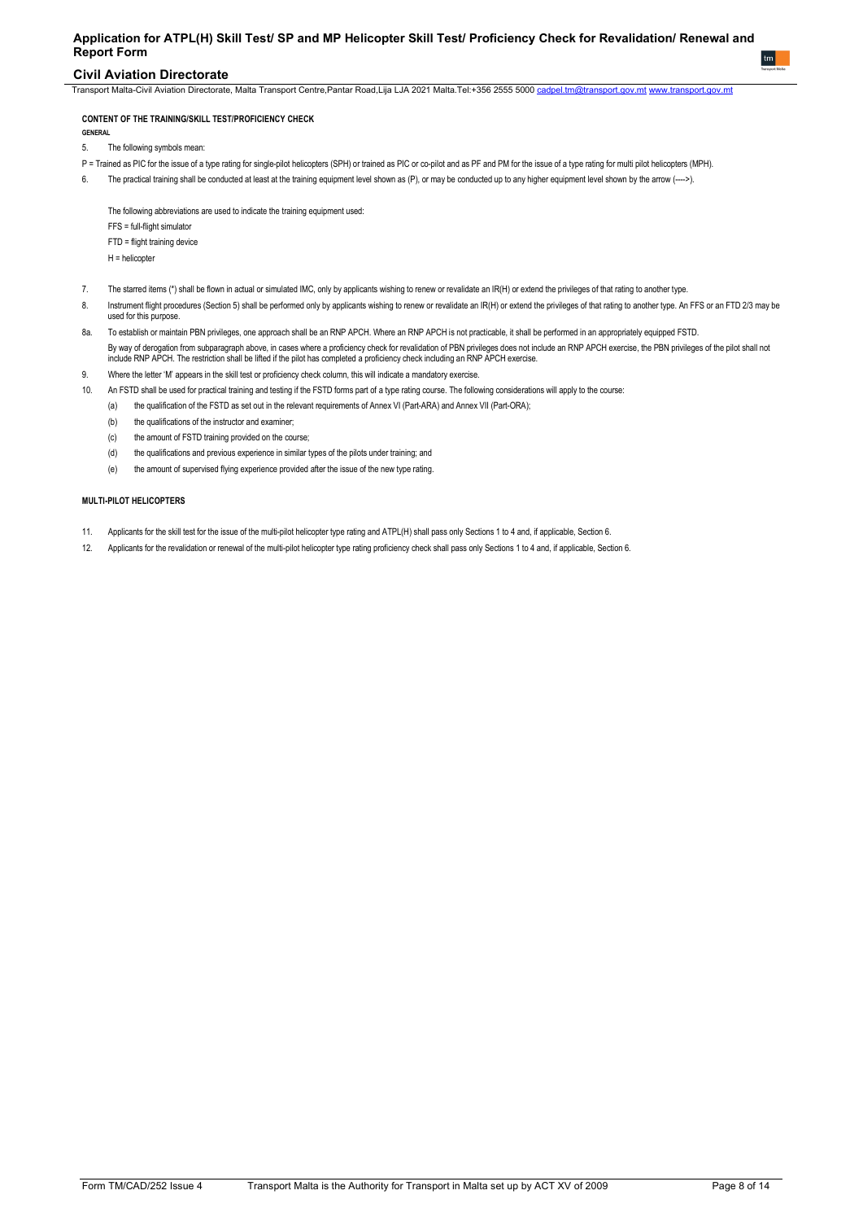**CONTENT OF THE TRAINING/SKILL TEST/PROFICIENCY CHECK**

**GENERAL**

5. The following symbols mean:

P = Trained as PIC for the issue of a type rating for single-pilot helicopters (SPH) or trained as PIC or co-pilot and as PF and PM for the issue of a type rating for multi pilot helicopters (MPH).

6. The practical training shall be conducted at least at the training equipment level shown as (P), or may be conducted up to any higher equipment level shown by the arrow (---->).

   The following abbreviations are used to indicate the training equipment used:

   FFS = full-flight simulator

   FTD = flight training device

   H = helicopter

7. The starred items (*) shall be flown in actual or simulated IMC, only by applicants wishing to renew or revalidate an IR(H) or extend the privileges of that rating to another type.

8. Instrument flight procedures (Section 5) shall be performed only by applicants wishing to renew or revalidate an IR(H) or extend the privileges of that rating to another type. An FFS or an FTD 2/3 may be used for this purpose.

8a. To establish or maintain PBN privileges, one approach shall be an RNP APCH. Where an RNP APCH is not practicable, it shall be performed in an appropriately equipped FSTD.

   By way of derogation from subparagraph above, in cases where a proficiency check for revalidation of PBN privileges does not include an RNP APCH exercise, the PBN privileges of the pilot shall not include RNP APCH. The restriction shall be lifted if the pilot has completed a proficiency check including an RNP APCH exercise.

9. Where the letter 'M' appears in the skill test or proficiency check column, this will indicate a mandatory exercise.

10. An FSTD shall be used for practical training and testing if the FSTD forms part of a type rating course. The following considerations will apply to the course:

    (a) the qualification of the FSTD as set out in the relevant requirements of Annex VI (Part-ARA) and Annex VII (Part-ORA);

    (b) the qualifications of the instructor and examiner;

    (c) the amount of FSTD training provided on the course;

    (d) the qualifications and previous experience in similar types of the pilots under training; and

    (e) the amount of supervised flying experience provided after the issue of the new type rating.

**MULTI-PILOT HELICOPTERS**

11. Applicants for the skill test for the issue of the multi-pilot helicopter type rating and ATPL(H) shall pass only Sections 1 to 4 and, if applicable, Section 6.

12. Applicants for the revalidation or renewal of the multi-pilot helicopter type rating proficiency check shall pass only Sections 1 to 4 and, if applicable, Section 6.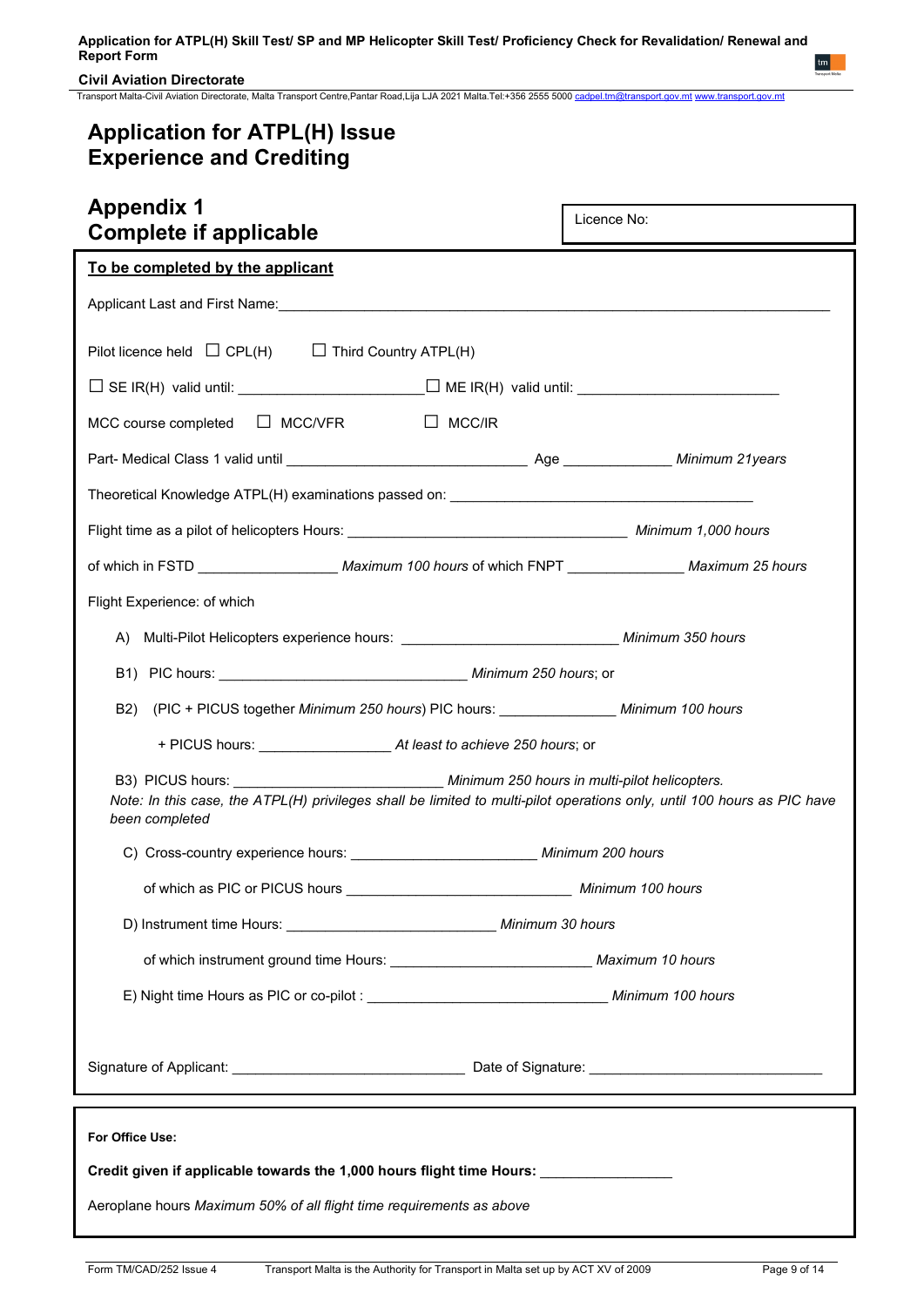# Application for ATPL(H) Issue
# Experience and Crediting

## Appendix 1
## Complete if applicable

Licence No:

**To be completed by the applicant**

Applicant Last and First Name:\_\_\_\_\_\_\_\_\_\_\_\_\_\_\_\_\_\_\_\_\_\_\_\_\_\_\_\_\_\_\_\_\_\_\_\_\_\_\_\_\_\_\_\_\_\_

Pilot licence held ☐ CPL(H) ☐ Third Country ATPL(H)

☐ SE IR(H) valid until: \_\_\_\_\_\_\_\_\_\_\_\_\_\_\_\_\_\_\_\_ ☐ ME IR(H) valid until: \_\_\_\_\_\_\_\_\_\_\_\_\_\_\_\_\_\_\_\_

MCC course completed ☐ MCC/VFR ☐ MCC/IR

Part- Medical Class 1 valid until \_\_\_\_\_\_\_\_\_\_\_\_\_\_\_\_\_\_\_\_\_\_\_\_ Age \_\_\_\_\_\_\_\_\_\_\_ *Minimum 21years*

Theoretical Knowledge ATPL(H) examinations passed on: \_\_\_\_\_\_\_\_\_\_\_\_\_\_\_\_\_\_\_\_\_\_\_\_\_\_\_\_\_\_

Flight time as a pilot of helicopters Hours: \_\_\_\_\_\_\_\_\_\_\_\_\_\_\_\_\_\_\_\_\_\_\_\_\_\_\_\_ *Minimum 1,000 hours*

of which in FSTD \_\_\_\_\_\_\_\_\_\_\_\_\_\_ *Maximum 100 hours* of which FNPT \_\_\_\_\_\_\_\_\_\_\_\_ *Maximum 25 hours*

Flight Experience: of which

A) Multi-Pilot Helicopters experience hours: \_\_\_\_\_\_\_\_\_\_\_\_\_\_\_\_\_\_\_\_\_\_ *Minimum 350 hours*

B1) PIC hours: \_\_\_\_\_\_\_\_\_\_\_\_\_\_\_\_\_\_\_\_\_\_\_\_\_\_ *Minimum 250 hours*; or

B2) (PIC + PICUS together *Minimum 250 hours*) PIC hours: \_\_\_\_\_\_\_\_\_\_\_\_ *Minimum 100 hours*

+ PICUS hours: \_\_\_\_\_\_\_\_\_\_\_\_\_\_ *At least to achieve 250 hours*; or

B3) PICUS hours: \_\_\_\_\_\_\_\_\_\_\_\_\_\_\_\_\_\_\_\_\_\_ *Minimum 250 hours in multi-pilot helicopters.*

*Note: In this case, the ATPL(H) privileges shall be limited to multi-pilot operations only, until 100 hours as PIC have been completed*

C) Cross-country experience hours: \_\_\_\_\_\_\_\_\_\_\_\_\_\_\_\_\_\_\_\_ *Minimum 200 hours*

of which as PIC or PICUS hours \_\_\_\_\_\_\_\_\_\_\_\_\_\_\_\_\_\_\_\_\_\_\_\_ *Minimum 100 hours*

D) Instrument time Hours: \_\_\_\_\_\_\_\_\_\_\_\_\_\_\_\_\_\_\_\_\_\_ *Minimum 30 hours*

of which instrument ground time Hours: \_\_\_\_\_\_\_\_\_\_\_\_\_\_\_\_\_\_\_\_\_\_ *Maximum 10 hours*

E) Night time Hours as PIC or co-pilot : \_\_\_\_\_\_\_\_\_\_\_\_\_\_\_\_\_\_\_\_\_\_\_\_\_\_ *Minimum 100 hours*

Signature of Applicant: \_\_\_\_\_\_\_\_\_\_\_\_\_\_\_\_\_\_\_\_\_\_\_\_\_\_ Date of Signature: \_\_\_\_\_\_\_\_\_\_\_\_\_\_\_\_\_\_\_\_\_\_\_\_\_\_

**For Office Use:**

**Credit given if applicable towards the 1,000 hours flight time Hours:** \_\_\_\_\_\_\_\_\_\_\_\_\_\_

Aeroplane hours *Maximum 50% of all flight time requirements as above*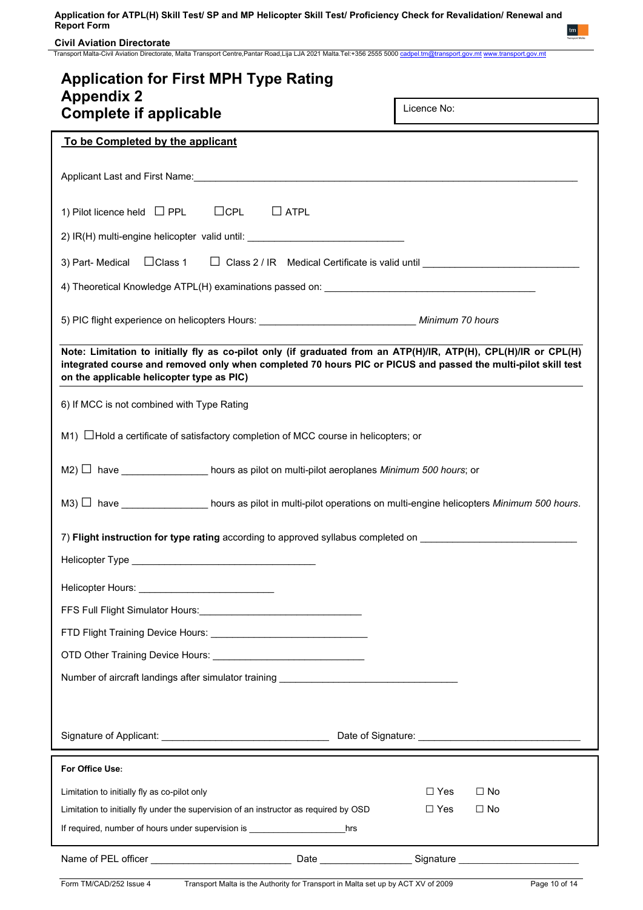# Application for First MPH Type Rating
## Appendix 2
## Complete if applicable

Licence No:

**To be Completed by the applicant**

Applicant Last and First Name:\_\_\_\_\_\_\_\_\_\_\_\_\_\_\_\_\_\_\_\_\_\_\_\_\_\_\_\_\_\_\_\_\_\_\_\_\_\_\_\_\_\_\_\_\_\_\_\_\_\_\_\_\_\_\_\_\_\_\_\_\_\_\_\_

1) Pilot licence held ☐ PPL ☐CPL ☐ ATPL

2) IR(H) multi-engine helicopter valid until: \_\_\_\_\_\_\_\_\_\_\_\_\_\_\_\_\_\_\_\_\_\_\_\_\_\_\_\_

3) Part- Medical ☐Class 1 ☐ Class 2 / IR Medical Certificate is valid until \_\_\_\_\_\_\_\_\_\_\_\_\_\_\_\_\_\_\_\_\_\_\_\_\_\_\_\_

4) Theoretical Knowledge ATPL(H) examinations passed on: \_\_\_\_\_\_\_\_\_\_\_\_\_\_\_\_\_\_\_\_\_\_\_\_\_\_\_\_\_\_\_\_\_\_\_\_\_\_\_

5) PIC flight experience on helicopters Hours: \_\_\_\_\_\_\_\_\_\_\_\_\_\_\_\_\_\_\_\_\_\_\_\_\_\_\_\_ *Minimum 70 hours*

**Note: Limitation to initially fly as co-pilot only (if graduated from an ATP(H)/IR, ATP(H), CPL(H)/IR or CPL(H) integrated course and removed only when completed 70 hours PIC or PICUS and passed the multi-pilot skill test on the applicable helicopter type as PIC)**

6) If MCC is not combined with Type Rating

M1) ☐Hold a certificate of satisfactory completion of MCC course in helicopters; or

M2) ☐ have \_\_\_\_\_\_\_\_\_\_\_\_\_\_\_\_ hours as pilot on multi-pilot aeroplanes *Minimum 500 hours*; or

M3) ☐ have \_\_\_\_\_\_\_\_\_\_\_\_\_\_\_\_ hours as pilot in multi-pilot operations on multi-engine helicopters *Minimum 500 hours*.

7) **Flight instruction for type rating** according to approved syllabus completed on \_\_\_\_\_\_\_\_\_\_\_\_\_\_\_\_\_\_\_\_\_\_\_\_\_\_\_\_

Helicopter Type \_\_\_\_\_\_\_\_\_\_\_\_\_\_\_\_\_\_\_\_\_\_\_\_\_\_\_\_\_\_\_\_\_\_

Helicopter Hours: \_\_\_\_\_\_\_\_\_\_\_\_\_\_\_\_\_\_\_\_\_\_\_\_\_\_

FFS Full Flight Simulator Hours:\_\_\_\_\_\_\_\_\_\_\_\_\_\_\_\_\_\_\_\_\_\_\_\_\_\_\_\_\_\_

FTD Flight Training Device Hours: \_\_\_\_\_\_\_\_\_\_\_\_\_\_\_\_\_\_\_\_\_\_\_\_\_\_\_\_\_

OTD Other Training Device Hours: \_\_\_\_\_\_\_\_\_\_\_\_\_\_\_\_\_\_\_\_\_\_\_\_\_\_\_\_

Number of aircraft landings after simulator training \_\_\_\_\_\_\_\_\_\_\_\_\_\_\_\_\_\_\_\_\_\_\_\_\_\_\_\_\_\_\_\_\_

Signature of Applicant: \_\_\_\_\_\_\_\_\_\_\_\_\_\_\_\_\_\_\_\_\_\_\_\_\_\_\_\_\_\_\_ Date of Signature: \_\_\_\_\_\_\_\_\_\_\_\_\_\_\_\_\_\_\_\_\_\_\_\_\_\_\_\_\_\_

**For Office Use:**

| | | |
|---|---|---|
| Limitation to initially fly as co-pilot only | ☐ Yes | ☐ No |
| Limitation to initially fly under the supervision of an instructor as required by OSD | ☐ Yes | ☐ No |

If required, number of hours under supervision is \_\_\_\_\_\_\_\_\_\_\_\_\_\_\_\_\_\_\_\_hrs

Name of PEL officer \_\_\_\_\_\_\_\_\_\_\_\_\_\_\_\_\_\_\_\_\_\_\_\_\_\_ Date \_\_\_\_\_\_\_\_\_\_\_\_\_\_\_\_\_ Signature \_\_\_\_\_\_\_\_\_\_\_\_\_\_\_\_\_\_\_\_\_\_\_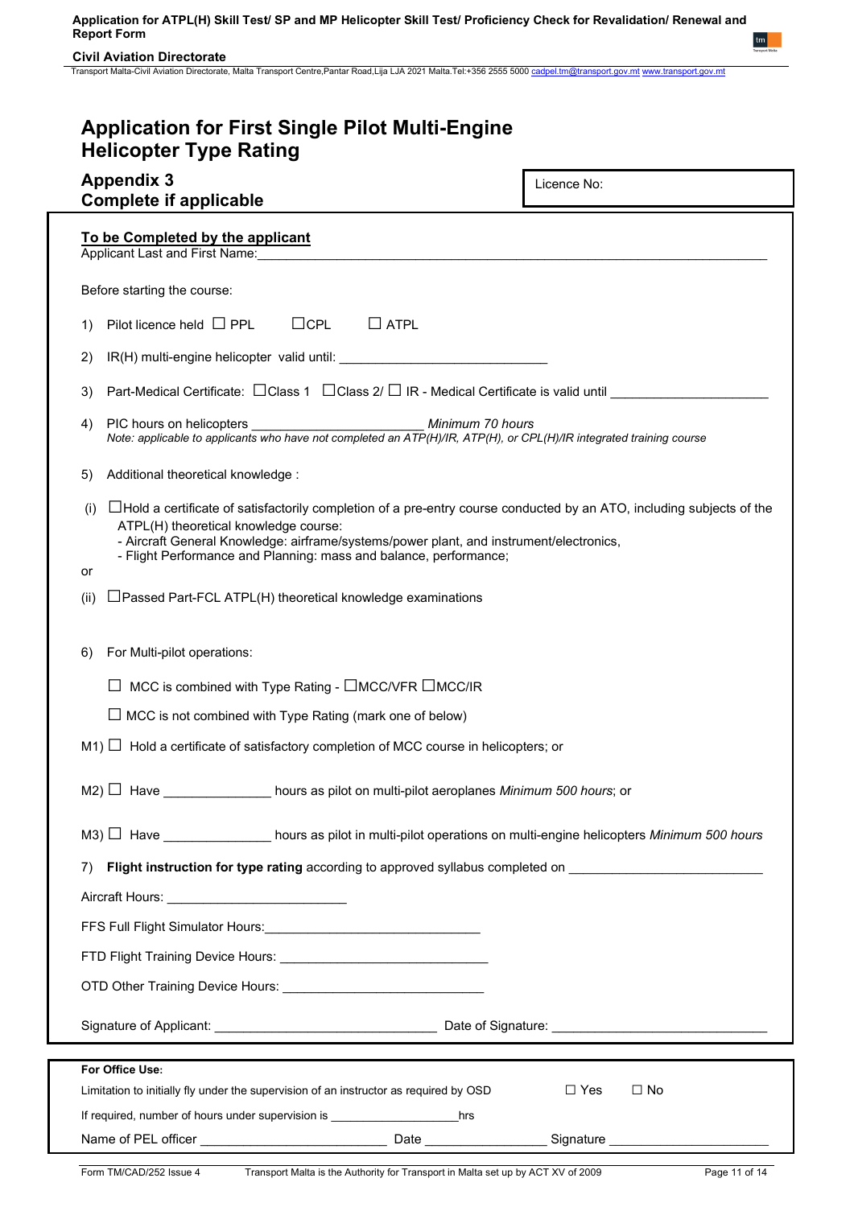# Application for First Single Pilot Multi-Engine Helicopter Type Rating

## Appendix 3
## Complete if applicable

Licence No:

**To be Completed by the applicant**

Applicant Last and First Name:____________________________________________________________________

Before starting the course:

1) Pilot licence held ☐ PPL ☐CPL ☐ ATPL

2) IR(H) multi-engine helicopter valid until: ____________________________

3) Part-Medical Certificate: ☐Class 1 ☐Class 2/ ☐ IR - Medical Certificate is valid until ______________________

4) PIC hours on helicopters _______________________ *Minimum 70 hours*
*Note: applicable to applicants who have not completed an ATP(H)/IR, ATP(H), or CPL(H)/IR integrated training course*

5) Additional theoretical knowledge :

(i) ☐Hold a certificate of satisfactorily completion of a pre-entry course conducted by an ATO, including subjects of the ATPL(H) theoretical knowledge course:
- Aircraft General Knowledge: airframe/systems/power plant, and instrument/electronics,
- Flight Performance and Planning: mass and balance, performance;

or

(ii) ☐Passed Part-FCL ATPL(H) theoretical knowledge examinations

6) For Multi-pilot operations:

☐ MCC is combined with Type Rating - ☐MCC/VFR ☐MCC/IR

☐ MCC is not combined with Type Rating (mark one of below)

M1) ☐ Hold a certificate of satisfactory completion of MCC course in helicopters; or

M2) ☐ Have _______________ hours as pilot on multi-pilot aeroplanes *Minimum 500 hours*; or

M3) ☐ Have _______________ hours as pilot in multi-pilot operations on multi-engine helicopters *Minimum 500 hours*

7) **Flight instruction for type rating** according to approved syllabus completed on __________________________

Aircraft Hours: _________________________

FFS Full Flight Simulator Hours:______________________________

FTD Flight Training Device Hours: _____________________________

OTD Other Training Device Hours: _____________________________

Signature of Applicant: _______________________________ Date of Signature: _____________________________

**For Office Use:**

Limitation to initially fly under the supervision of an instructor as required by OSD ☐ Yes ☐ No

If required, number of hours under supervision is ___________________hrs

Name of PEL officer __________________________ Date _________________ Signature ______________________

Form TM/CAD/252 Issue 4 Transport Malta is the Authority for Transport in Malta set up by ACT XV of 2009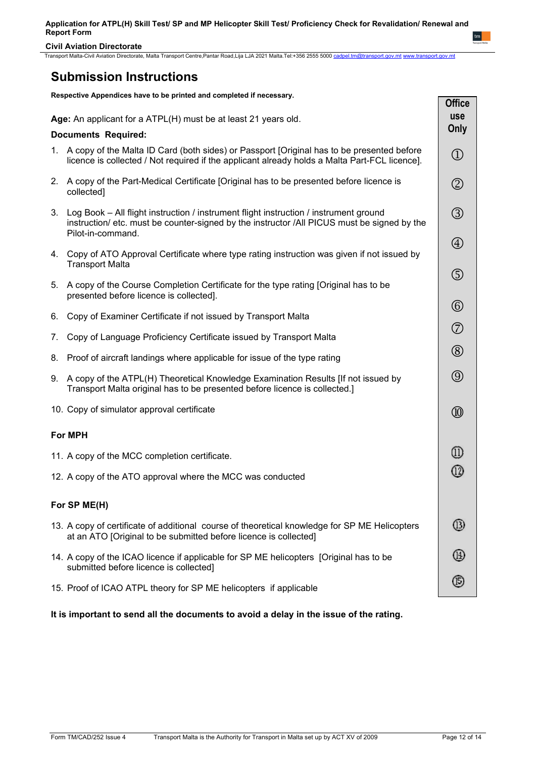## Submission Instructions

**Respective Appendices have to be printed and completed if necessary.**

**Age:** An applicant for a ATPL(H) must be at least 21 years old.

**Documents Required:**

1. A copy of the Malta ID Card (both sides) or Passport [Original has to be presented before licence is collected / Not required if the applicant already holds a Malta Part-FCL licence].
2. A copy of the Part-Medical Certificate [Original has to be presented before licence is collected]
3. Log Book – All flight instruction / instrument flight instruction / instrument ground instruction/ etc. must be counter-signed by the instructor /All PICUS must be signed by the Pilot-in-command.
4. Copy of ATO Approval Certificate where type rating instruction was given if not issued by Transport Malta
5. A copy of the Course Completion Certificate for the type rating [Original has to be presented before licence is collected].
6. Copy of Examiner Certificate if not issued by Transport Malta
7. Copy of Language Proficiency Certificate issued by Transport Malta
8. Proof of aircraft landings where applicable for issue of the type rating
9. A copy of the ATPL(H) Theoretical Knowledge Examination Results [If not issued by Transport Malta original has to be presented before licence is collected.]
10. Copy of simulator approval certificate

**For MPH**

11. A copy of the MCC completion certificate.
12. A copy of the ATO approval where the MCC was conducted

**For SP ME(H)**

13. A copy of certificate of additional course of theoretical knowledge for SP ME Helicopters at an ATO [Original to be submitted before licence is collected]
14. A copy of the ICAO licence if applicable for SP ME helicopters [Original has to be submitted before licence is collected]
15. Proof of ICAO ATPL theory for SP ME helicopters if applicable

| Office use Only |
|---|
| ① |
| ② |
| ③ |
| ④ |
| ⑤ |
| ⑥ |
| ⑦ |
| ⑧ |
| ⑨ |
| ⑩ |
| ⑪ |
| ⑫ |
| ⑬ |
| ⑭ |
| ⑮ |

**It is important to send all the documents to avoid a delay in the issue of the rating.**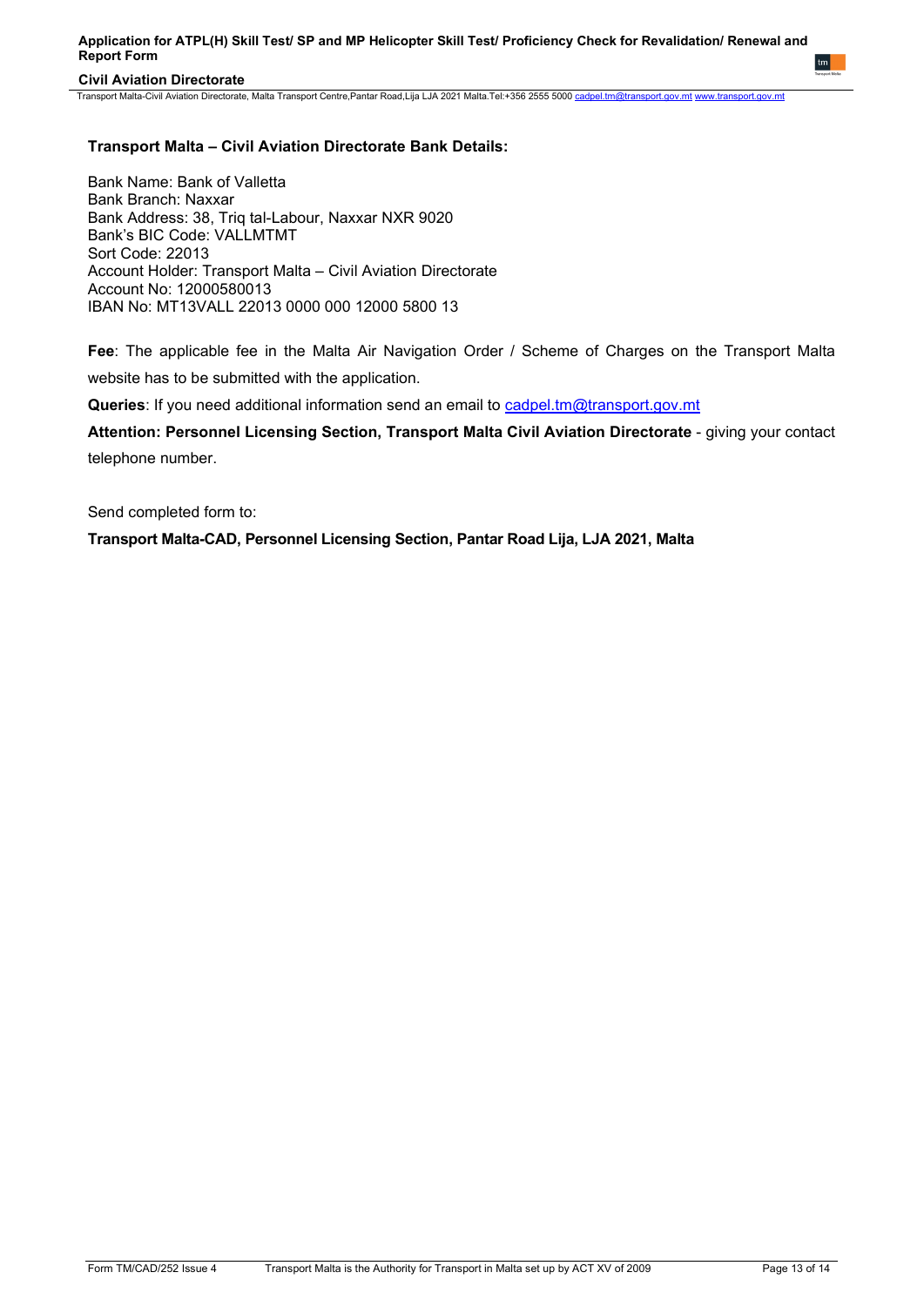**Transport Malta – Civil Aviation Directorate Bank Details:**

Bank Name: Bank of Valletta
Bank Branch: Naxxar
Bank Address: 38, Triq tal-Labour, Naxxar NXR 9020
Bank's BIC Code: VALLMTMT
Sort Code: 22013
Account Holder: Transport Malta – Civil Aviation Directorate
Account No: 12000580013
IBAN No: MT13VALL 22013 0000 000 12000 5800 13

**Fee**: The applicable fee in the Malta Air Navigation Order / Scheme of Charges on the Transport Malta website has to be submitted with the application.

**Queries**: If you need additional information send an email to cadpel.tm@transport.gov.mt

**Attention: Personnel Licensing Section, Transport Malta Civil Aviation Directorate** - giving your contact telephone number.

Send completed form to:

**Transport Malta-CAD, Personnel Licensing Section, Pantar Road Lija, LJA 2021, Malta**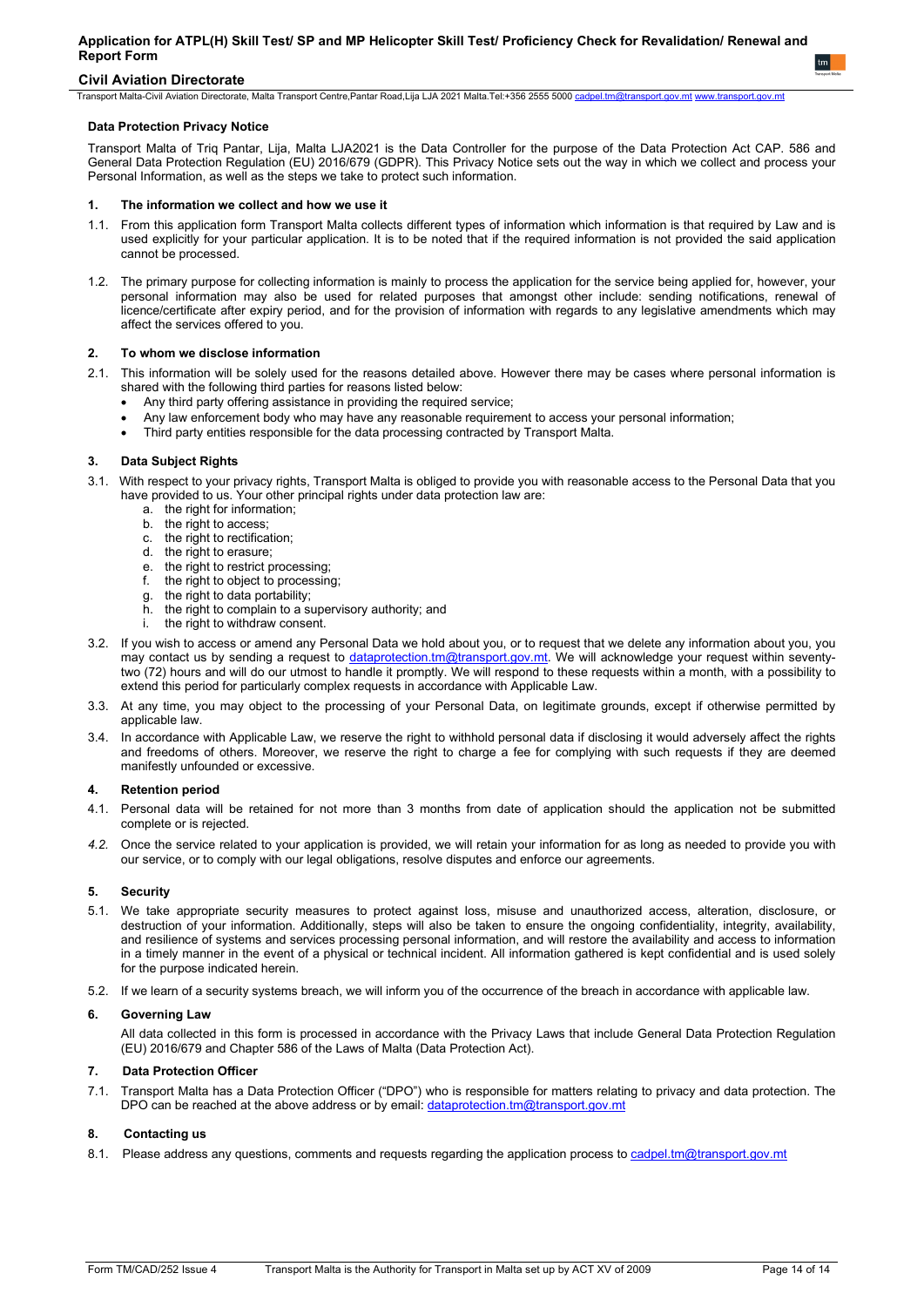## Data Protection Privacy Notice

Transport Malta of Triq Pantar, Lija, Malta LJA2021 is the Data Controller for the purpose of the Data Protection Act CAP. 586 and General Data Protection Regulation (EU) 2016/679 (GDPR). This Privacy Notice sets out the way in which we collect and process your Personal Information, as well as the steps we take to protect such information.

### 1. The information we collect and how we use it

1.1. From this application form Transport Malta collects different types of information which information is that required by Law and is used explicitly for your particular application. It is to be noted that if the required information is not provided the said application cannot be processed.

1.2. The primary purpose for collecting information is mainly to process the application for the service being applied for, however, your personal information may also be used for related purposes that amongst other include: sending notifications, renewal of licence/certificate after expiry period, and for the provision of information with regards to any legislative amendments which may affect the services offered to you.

### 2. To whom we disclose information

2.1. This information will be solely used for the reasons detailed above. However there may be cases where personal information is shared with the following third parties for reasons listed below:

- Any third party offering assistance in providing the required service;
- Any law enforcement body who may have any reasonable requirement to access your personal information;
- Third party entities responsible for the data processing contracted by Transport Malta.

### 3. Data Subject Rights

3.1. With respect to your privacy rights, Transport Malta is obliged to provide you with reasonable access to the Personal Data that you have provided to us. Your other principal rights under data protection law are:

a. the right for information;
b. the right to access;
c. the right to rectification;
d. the right to erasure;
e. the right to restrict processing;
f. the right to object to processing;
g. the right to data portability;
h. the right to complain to a supervisory authority; and
i. the right to withdraw consent.

3.2. If you wish to access or amend any Personal Data we hold about you, or to request that we delete any information about you, you may contact us by sending a request to dataprotection.tm@transport.gov.mt. We will acknowledge your request within seventy-two (72) hours and will do our utmost to handle it promptly. We will respond to these requests within a month, with a possibility to extend this period for particularly complex requests in accordance with Applicable Law.

3.3. At any time, you may object to the processing of your Personal Data, on legitimate grounds, except if otherwise permitted by applicable law.

3.4. In accordance with Applicable Law, we reserve the right to withhold personal data if disclosing it would adversely affect the rights and freedoms of others. Moreover, we reserve the right to charge a fee for complying with such requests if they are deemed manifestly unfounded or excessive.

### 4. Retention period

4.1. Personal data will be retained for not more than 3 months from date of application should the application not be submitted complete or is rejected.

*4.2.* Once the service related to your application is provided, we will retain your information for as long as needed to provide you with our service, or to comply with our legal obligations, resolve disputes and enforce our agreements.

### 5. Security

5.1. We take appropriate security measures to protect against loss, misuse and unauthorized access, alteration, disclosure, or destruction of your information. Additionally, steps will also be taken to ensure the ongoing confidentiality, integrity, availability, and resilience of systems and services processing personal information, and will restore the availability and access to information in a timely manner in the event of a physical or technical incident. All information gathered is kept confidential and is used solely for the purpose indicated herein.

5.2. If we learn of a security systems breach, we will inform you of the occurrence of the breach in accordance with applicable law.

### 6. Governing Law

All data collected in this form is processed in accordance with the Privacy Laws that include General Data Protection Regulation (EU) 2016/679 and Chapter 586 of the Laws of Malta (Data Protection Act).

### 7. Data Protection Officer

7.1. Transport Malta has a Data Protection Officer ("DPO") who is responsible for matters relating to privacy and data protection. The DPO can be reached at the above address or by email: dataprotection.tm@transport.gov.mt

### 8. Contacting us

8.1. Please address any questions, comments and requests regarding the application process to cadpel.tm@transport.gov.mt